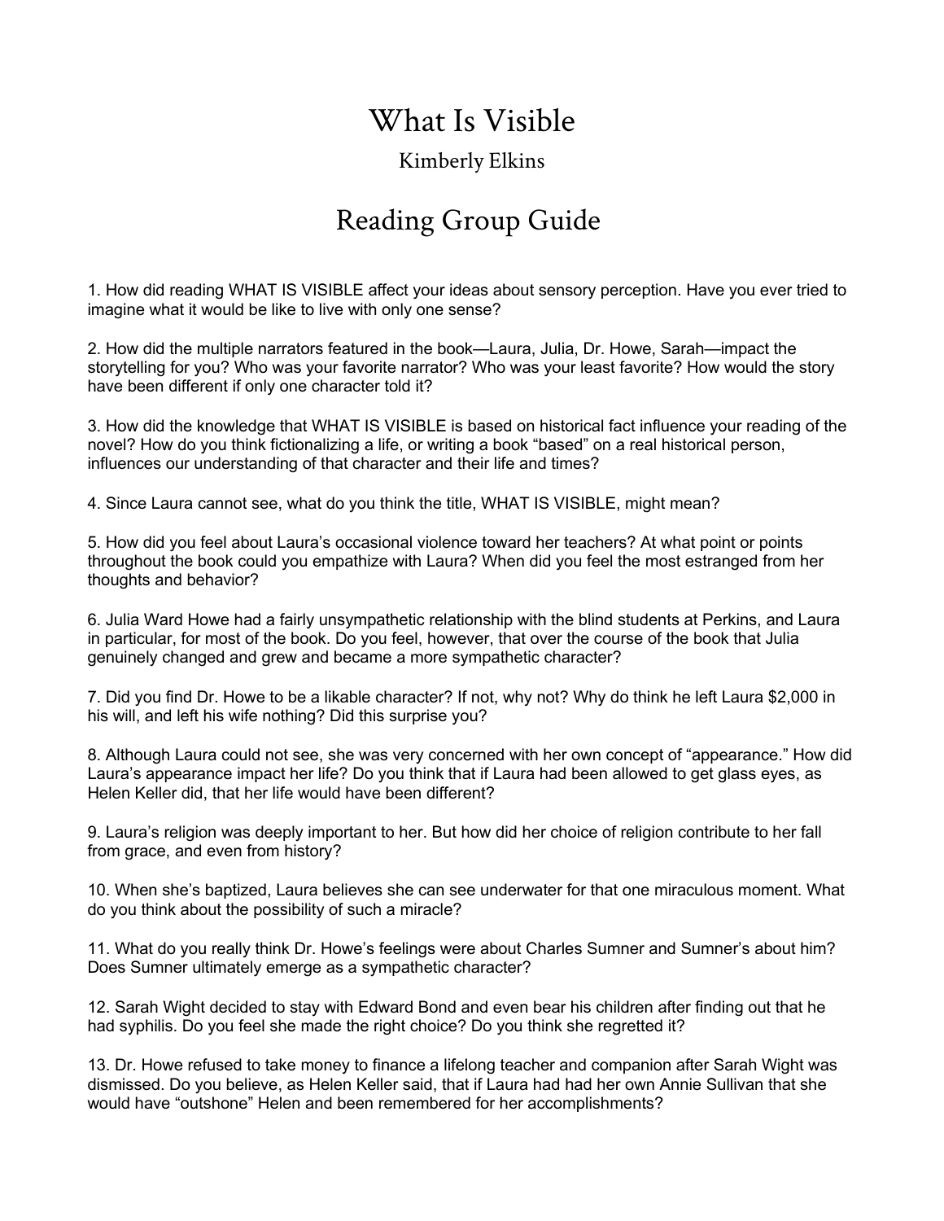# What Is Visible

## Kimberly Elkins

## Reading Group Guide

1. How did reading WHAT IS VISIBLE affect your ideas about sensory perception. Have you ever tried to imagine what it would be like to live with only one sense?

2. How did the multiple narrators featured in the book—Laura, Julia, Dr. Howe, Sarah—impact the storytelling for you? Who was your favorite narrator? Who was your least favorite? How would the story have been different if only one character told it?

3. How did the knowledge that WHAT IS VISIBLE is based on historical fact influence your reading of the novel? How do you think fictionalizing a life, or writing a book "based" on a real historical person, influences our understanding of that character and their life and times?

4. Since Laura cannot see, what do you think the title, WHAT IS VISIBLE, might mean?

5. How did you feel about Laura's occasional violence toward her teachers? At what point or points throughout the book could you empathize with Laura? When did you feel the most estranged from her thoughts and behavior?

6. Julia Ward Howe had a fairly unsympathetic relationship with the blind students at Perkins, and Laura in particular, for most of the book. Do you feel, however, that over the course of the book that Julia genuinely changed and grew and became a more sympathetic character?

7. Did you find Dr. Howe to be a likable character? If not, why not? Why do think he left Laura $2,000 in his will, and left his wife nothing? Did this surprise you?

8. Although Laura could not see, she was very concerned with her own concept of "appearance." How did Laura's appearance impact her life? Do you think that if Laura had been allowed to get glass eyes, as Helen Keller did, that her life would have been different?

9. Laura's religion was deeply important to her. But how did her choice of religion contribute to her fall from grace, and even from history?

10. When she's baptized, Laura believes she can see underwater for that one miraculous moment. What do you think about the possibility of such a miracle?

11. What do you really think Dr. Howe's feelings were about Charles Sumner and Sumner's about him? Does Sumner ultimately emerge as a sympathetic character?

12. Sarah Wight decided to stay with Edward Bond and even bear his children after finding out that he had syphilis. Do you feel she made the right choice? Do you think she regretted it?

13. Dr. Howe refused to take money to finance a lifelong teacher and companion after Sarah Wight was dismissed. Do you believe, as Helen Keller said, that if Laura had had her own Annie Sullivan that she would have "outshone" Helen and been remembered for her accomplishments?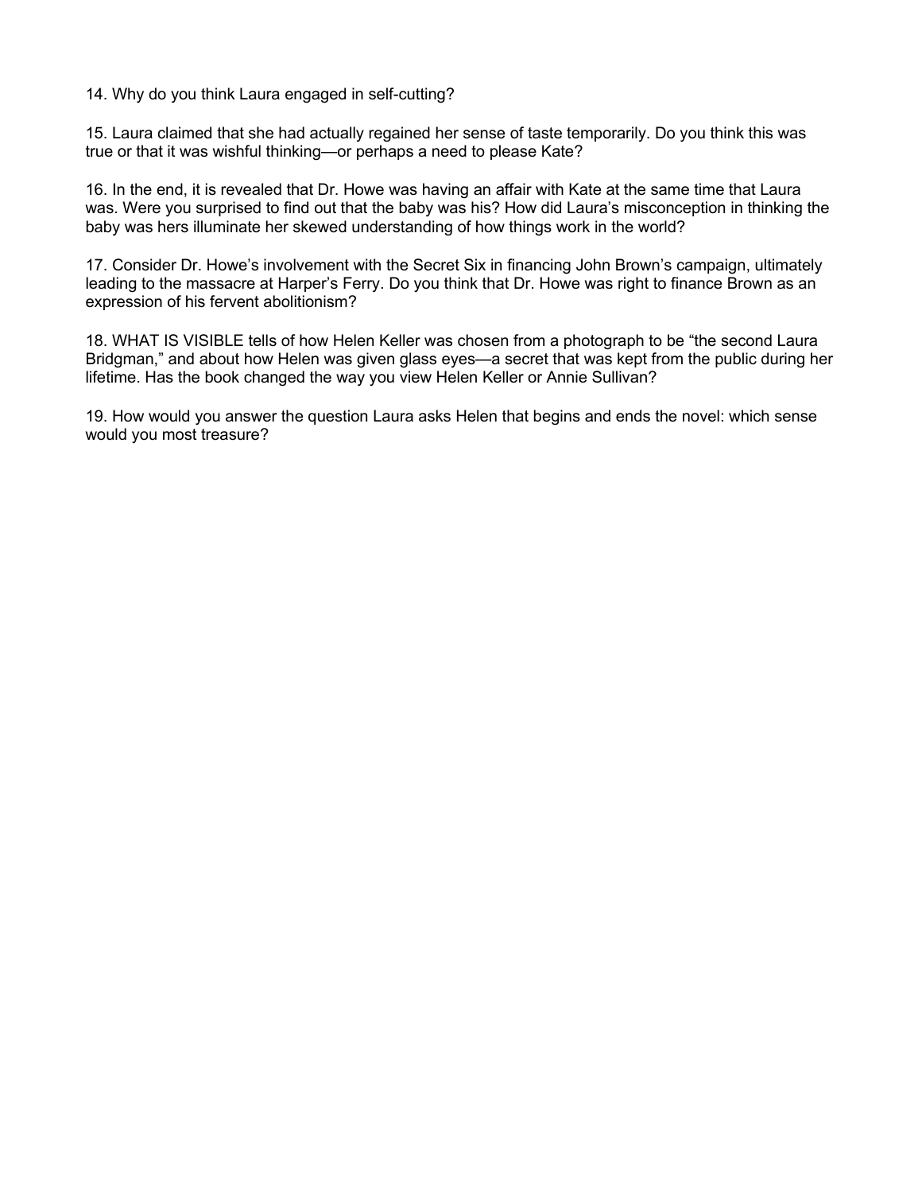14. Why do you think Laura engaged in self-cutting?

15. Laura claimed that she had actually regained her sense of taste temporarily. Do you think this was true or that it was wishful thinking—or perhaps a need to please Kate?

16. In the end, it is revealed that Dr. Howe was having an affair with Kate at the same time that Laura was. Were you surprised to find out that the baby was his? How did Laura's misconception in thinking the baby was hers illuminate her skewed understanding of how things work in the world?

17. Consider Dr. Howe's involvement with the Secret Six in financing John Brown's campaign, ultimately leading to the massacre at Harper's Ferry. Do you think that Dr. Howe was right to finance Brown as an expression of his fervent abolitionism?

18. WHAT IS VISIBLE tells of how Helen Keller was chosen from a photograph to be "the second Laura Bridgman," and about how Helen was given glass eyes—a secret that was kept from the public during her lifetime. Has the book changed the way you view Helen Keller or Annie Sullivan?

19. How would you answer the question Laura asks Helen that begins and ends the novel: which sense would you most treasure?